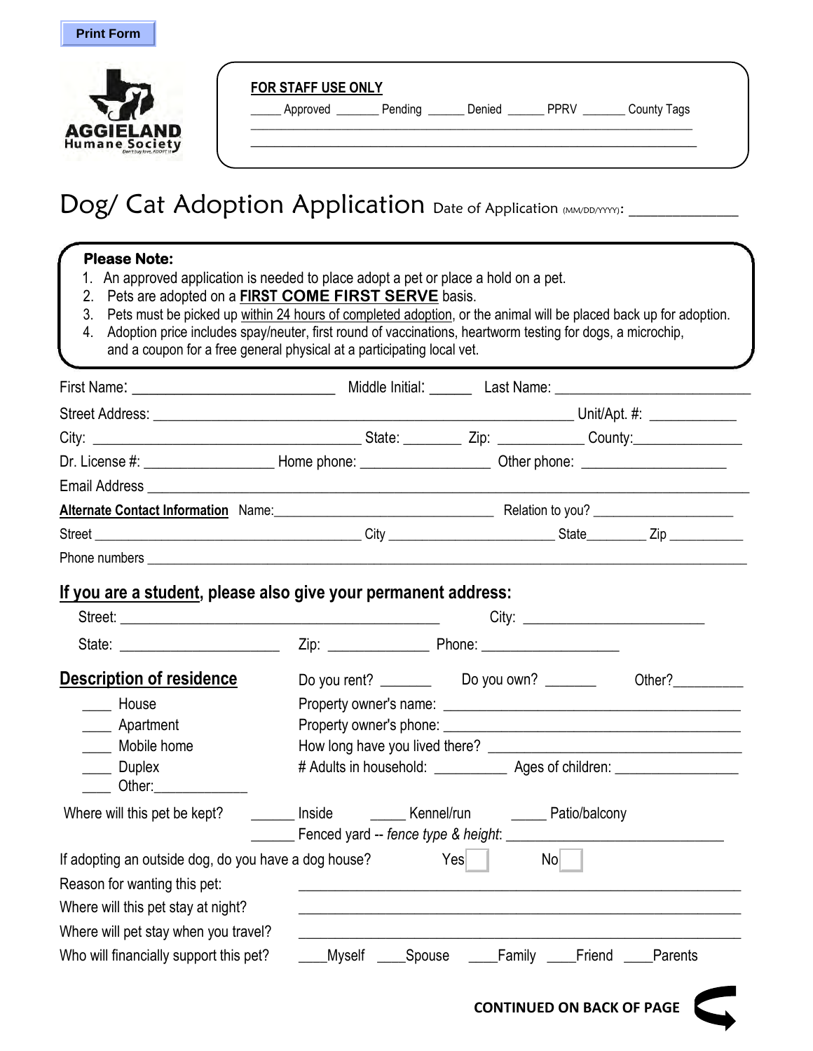Print Form

AGGIELAND Humane Society

**FOR STAFF USE ONLY**

_____ Approved _______ Pending ______ Denied ______ PPRV _______ County Tags

# Dog/ Cat Adoption Application

Date of Application (MM/DD/YYYY): _______________

**Please Note:**

1. An approved application is needed to place adopt a pet or place a hold on a pet.
2. Pets are adopted on a **FIRST COME FIRST SERVE** basis.
3. Pets must be picked up within 24 hours of completed adoption, or the animal will be placed back up for adoption.
4. Adoption price includes spay/neuter, first round of vaccinations, heartworm testing for dogs, a microchip, and a coupon for a free general physical at a participating local vet.

First Name: ___________________________ Middle Initial: ______ Last Name: __________________________

Street Address: ________________________________________________________ Unit/Apt. #: ____________

City: ___________________________________ State: ________ Zip: ___________ County: _______________

Dr. License #: _________________ Home phone: _________________ Other phone: ___________________

Email Address ____________________________________________________________________________

**Alternate Contact Information** Name: ______________________________ Relation to you? ____________________

Street ____________________________________ City ______________________ State________ Zip ___________

Phone numbers ______________________________________________________________________________

## If you are a student, please also give your permanent address:

Street: ___________________________________________ City: ________________________

State: _____________________ Zip: ______________ Phone: ___________________

## Description of residence

Do you rent? _______ Do you own? _______ Other? _________

____ House

____ Apartment

____ Mobile home

____ Duplex

____ Other: _____________

Property owner's name: ____________________________________________

Property owner's phone: ____________________________________________

How long have you lived there? _____________________________________

# Adults in household: __________ Ages of children: ________________

Where will this pet be kept? ______ Inside _____ Kennel/run _____ Patio/balcony

______ Fenced yard -- *fence type & height*: _____________________________

If adopting an outside dog, do you have a dog house? Yes ☐ No ☐

Reason for wanting this pet: ____________________________________________

Where will this pet stay at night? ____________________________________________

Where will pet stay when you travel? ____________________________________________

Who will financially support this pet? ____Myself ____Spouse ____Family ____Friend ____Parents

**CONTINUED ON BACK OF PAGE**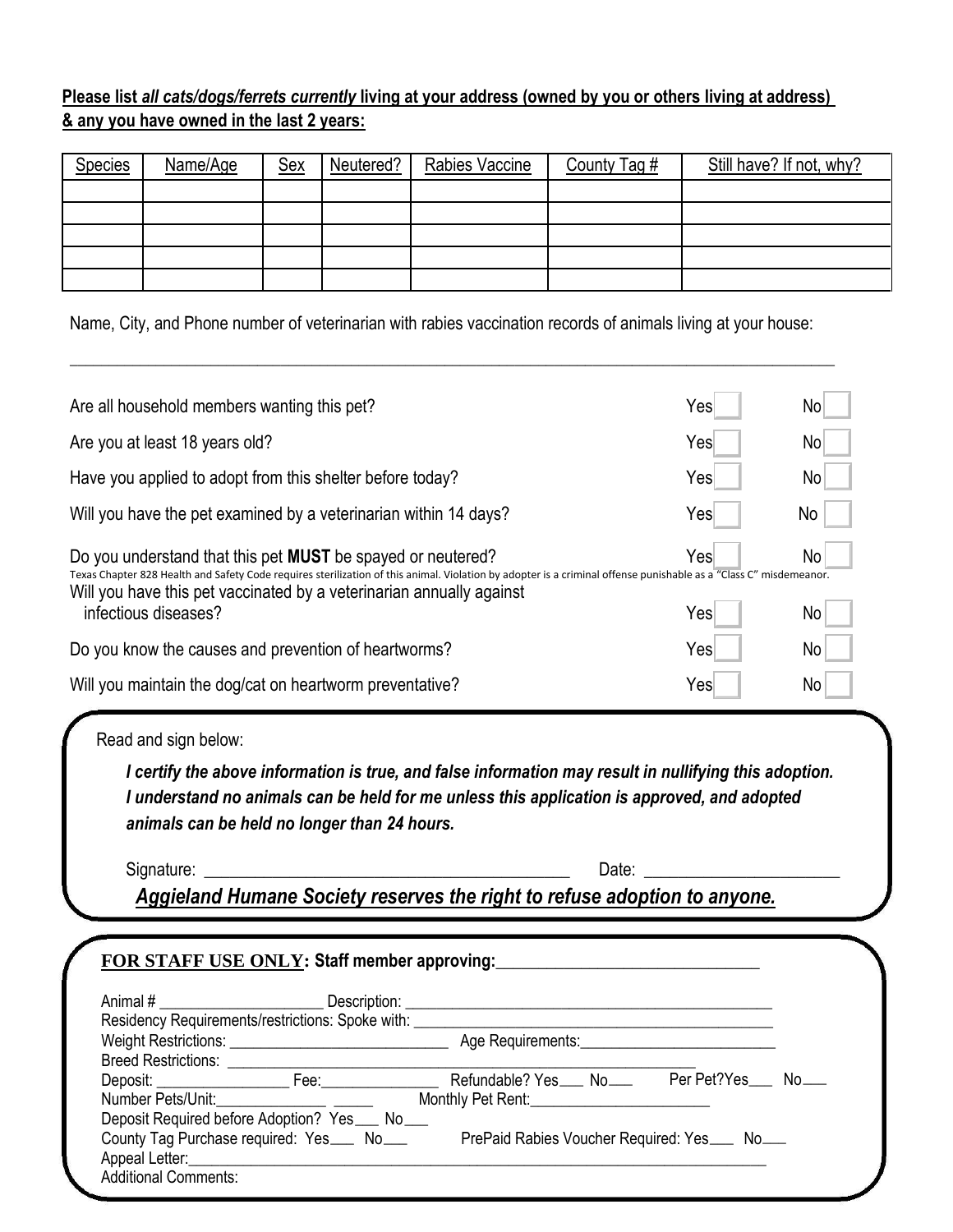**Please list *all cats/dogs/ferrets currently* living at your address (owned by you or others living at address) & any you have owned in the last 2 years:**

| Species | Name/Age | Sex | Neutered? | Rabies Vaccine | County Tag # | Still have? If not, why? |
|---|---|---|---|---|---|---|
| | | | | | | |
| | | | | | | |
| | | | | | | |
| | | | | | | |
| | | | | | | |

Name, City, and Phone number of veterinarian with rabies vaccination records of animals living at your house:

\_\_\_\_\_\_\_\_\_\_\_\_\_\_\_\_\_\_\_\_\_\_\_\_\_\_\_\_\_\_\_\_\_\_\_\_\_\_\_\_\_\_\_\_\_\_\_\_\_\_\_\_\_\_\_\_\_\_\_\_\_\_\_\_\_\_\_\_\_\_\_\_\_\_\_\_\_\_\_\_

Are all household members wanting this pet? Yes ☐ No ☐

Are you at least 18 years old? Yes ☐ No ☐

Have you applied to adopt from this shelter before today? Yes ☐ No ☐

Will you have the pet examined by a veterinarian within 14 days? Yes ☐ No ☐

Do you understand that this pet **MUST** be spayed or neutered? Yes ☐ No ☐

Texas Chapter 828 Health and Safety Code requires sterilization of this animal. Violation by adopter is a criminal offense punishable as a "Class C" misdemeanor.

Will you have this pet vaccinated by a veterinarian annually against infectious diseases? Yes ☐ No ☐

Do you know the causes and prevention of heartworms? Yes ☐ No ☐

Will you maintain the dog/cat on heartworm preventative? Yes ☐ No ☐

Read and sign below:

***I certify the above information is true, and false information may result in nullifying this adoption. I understand no animals can be held for me unless this application is approved, and adopted animals can be held no longer than 24 hours.***

Signature: \_\_\_\_\_\_\_\_\_\_\_\_\_\_\_\_\_\_\_\_\_\_\_\_\_\_\_\_\_\_\_\_\_\_\_\_\_\_\_\_ Date: \_\_\_\_\_\_\_\_\_\_\_\_\_\_\_\_\_\_\_\_

***Aggieland Humane Society reserves the right to refuse adoption to anyone.***

**FOR STAFF USE ONLY: Staff member approving:**\_\_\_\_\_\_\_\_\_\_\_\_\_\_\_\_\_\_\_\_\_\_\_\_\_\_\_\_

Animal # \_\_\_\_\_\_\_\_\_\_\_\_\_\_\_\_\_\_ Description: \_\_\_\_\_\_\_\_\_\_\_\_\_\_\_\_\_\_\_\_\_\_\_\_\_\_\_\_\_\_\_\_\_\_\_\_\_\_\_\_\_\_\_

Residency Requirements/restrictions: Spoke with: \_\_\_\_\_\_\_\_\_\_\_\_\_\_\_\_\_\_\_\_\_\_\_\_\_\_\_\_\_\_\_\_\_\_\_\_\_\_\_\_

Weight Restrictions: \_\_\_\_\_\_\_\_\_\_\_\_\_\_\_\_\_\_\_\_\_\_\_\_\_\_ Age Requirements:\_\_\_\_\_\_\_\_\_\_\_\_\_\_\_\_\_\_\_\_\_\_\_

Breed Restrictions: \_\_\_\_\_\_\_\_\_\_\_\_\_\_\_\_\_\_\_\_\_\_\_\_\_\_\_\_\_\_\_\_\_\_\_\_\_\_\_\_\_\_\_\_\_\_\_\_\_\_\_\_\_\_\_\_\_\_

Deposit: \_\_\_\_\_\_\_\_\_\_\_\_\_\_\_ Fee:\_\_\_\_\_\_\_\_\_\_\_\_\_\_ Refundable? Yes\_\_\_ No\_\_\_ Per Pet?Yes\_\_\_ No\_\_\_

Number Pets/Unit:\_\_\_\_\_\_\_\_\_\_\_\_\_ \_\_\_\_\_ Monthly Pet Rent:\_\_\_\_\_\_\_\_\_\_\_\_\_\_\_\_\_\_\_\_\_\_

Deposit Required before Adoption? Yes\_\_\_ No\_\_\_

County Tag Purchase required: Yes\_\_\_ No\_\_\_ PrePaid Rabies Voucher Required: Yes\_\_\_ No\_\_\_

Appeal Letter:\_\_\_\_\_\_\_\_\_\_\_\_\_\_\_\_\_\_\_\_\_\_\_\_\_\_\_\_\_\_\_\_\_\_\_\_\_\_\_\_\_\_\_\_\_\_\_\_\_\_\_\_\_\_\_\_\_\_\_\_\_\_\_\_\_\_\_\_\_

Additional Comments: